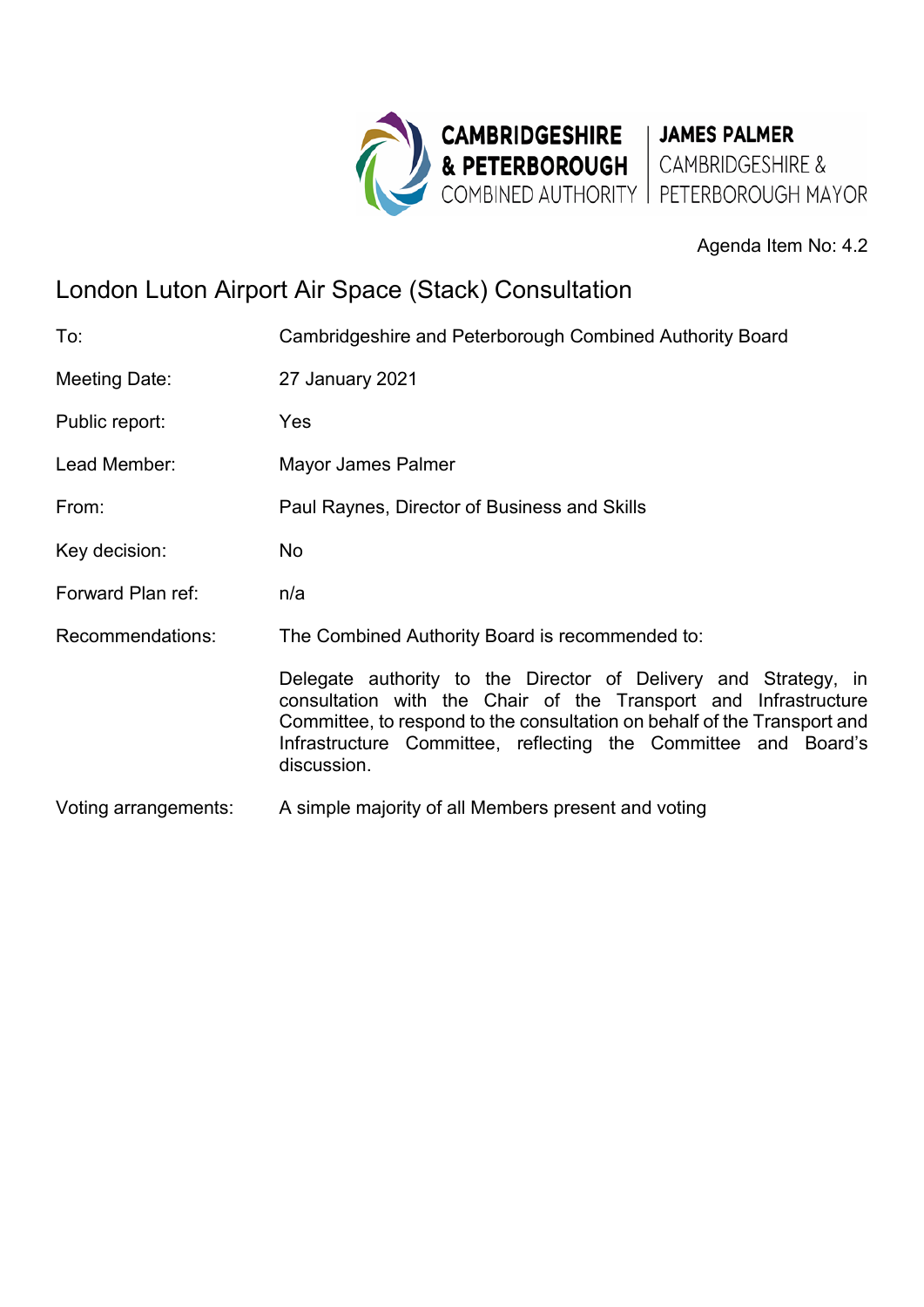CAMBRIDGESHIRE & PETERBOROUGH COMBINED AUTHORITY | JAMES PALMER CAMBRIDGESHIRE & PETERBOROUGH MAYOR

Agenda Item No: 4.2

# London Luton Airport Air Space (Stack) Consultation

| | |
|---|---|
| To: | Cambridgeshire and Peterborough Combined Authority Board |
| Meeting Date: | 27 January 2021 |
| Public report: | Yes |
| Lead Member: | Mayor James Palmer |
| From: | Paul Raynes, Director of Business and Skills |
| Key decision: | No |
| Forward Plan ref: | n/a |
| Recommendations: | The Combined Authority Board is recommended to:<br><br>Delegate authority to the Director of Delivery and Strategy, in consultation with the Chair of the Transport and Infrastructure Committee, to respond to the consultation on behalf of the Transport and Infrastructure Committee, reflecting the Committee and Board's discussion. |
| Voting arrangements: | A simple majority of all Members present and voting |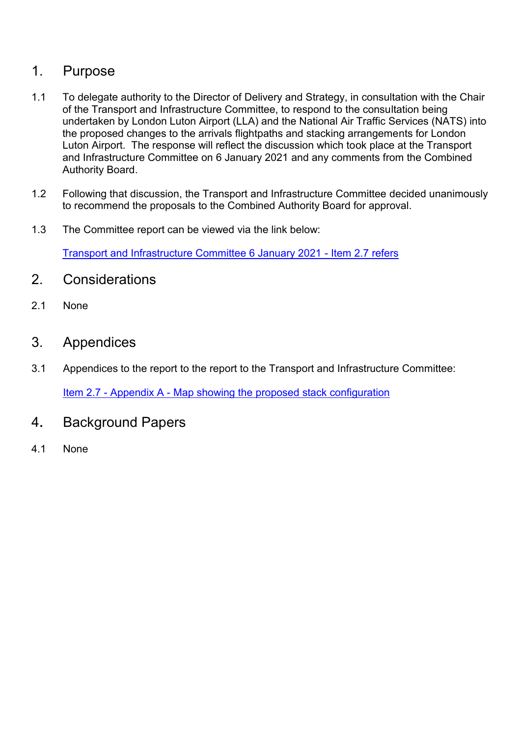## 1. Purpose

1.1 To delegate authority to the Director of Delivery and Strategy, in consultation with the Chair of the Transport and Infrastructure Committee, to respond to the consultation being undertaken by London Luton Airport (LLA) and the National Air Traffic Services (NATS) into the proposed changes to the arrivals flightpaths and stacking arrangements for London Luton Airport. The response will reflect the discussion which took place at the Transport and Infrastructure Committee on 6 January 2021 and any comments from the Combined Authority Board.

1.2 Following that discussion, the Transport and Infrastructure Committee decided unanimously to recommend the proposals to the Combined Authority Board for approval.

1.3 The Committee report can be viewed via the link below:

[Transport and Infrastructure Committee 6 January 2021 - Item 2.7 refers]

## 2. Considerations

2.1 None

## 3. Appendices

3.1 Appendices to the report to the report to the Transport and Infrastructure Committee:

[Item 2.7 - Appendix A - Map showing the proposed stack configuration]

## 4. Background Papers

4.1 None